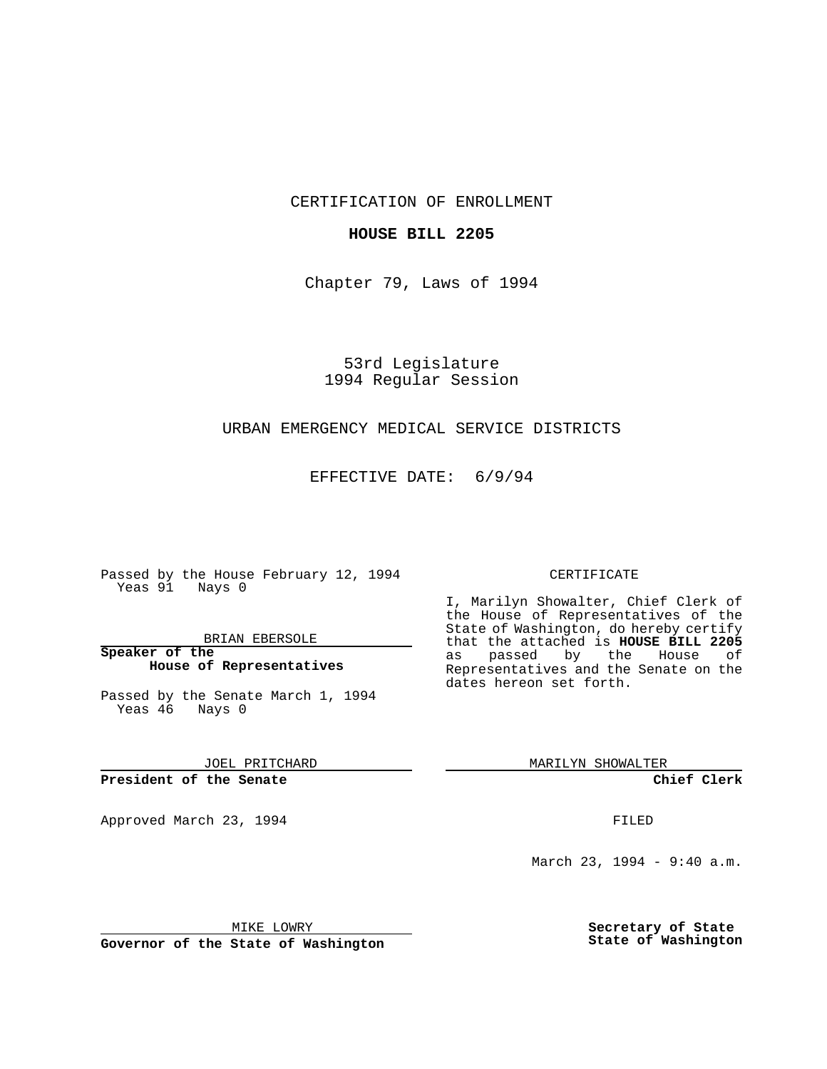CERTIFICATION OF ENROLLMENT

**HOUSE BILL 2205**

Chapter 79, Laws of 1994

53rd Legislature
1994 Regular Session

URBAN EMERGENCY MEDICAL SERVICE DISTRICTS

EFFECTIVE DATE: 6/9/94

Passed by the House February 12, 1994
Yeas 91 Nays 0

BRIAN EBERSOLE

**Speaker of the House of Representatives**

Passed by the Senate March 1, 1994
Yeas 46 Nays 0

JOEL PRITCHARD

**President of the Senate**

Approved March 23, 1994

MIKE LOWRY

**Governor of the State of Washington**

CERTIFICATE

I, Marilyn Showalter, Chief Clerk of the House of Representatives of the State of Washington, do hereby certify that the attached is **HOUSE BILL 2205** as passed by the House of Representatives and the Senate on the dates hereon set forth.

MARILYN SHOWALTER

**Chief Clerk**

FILED

March 23, 1994 - 9:40 a.m.

**Secretary of State State of Washington**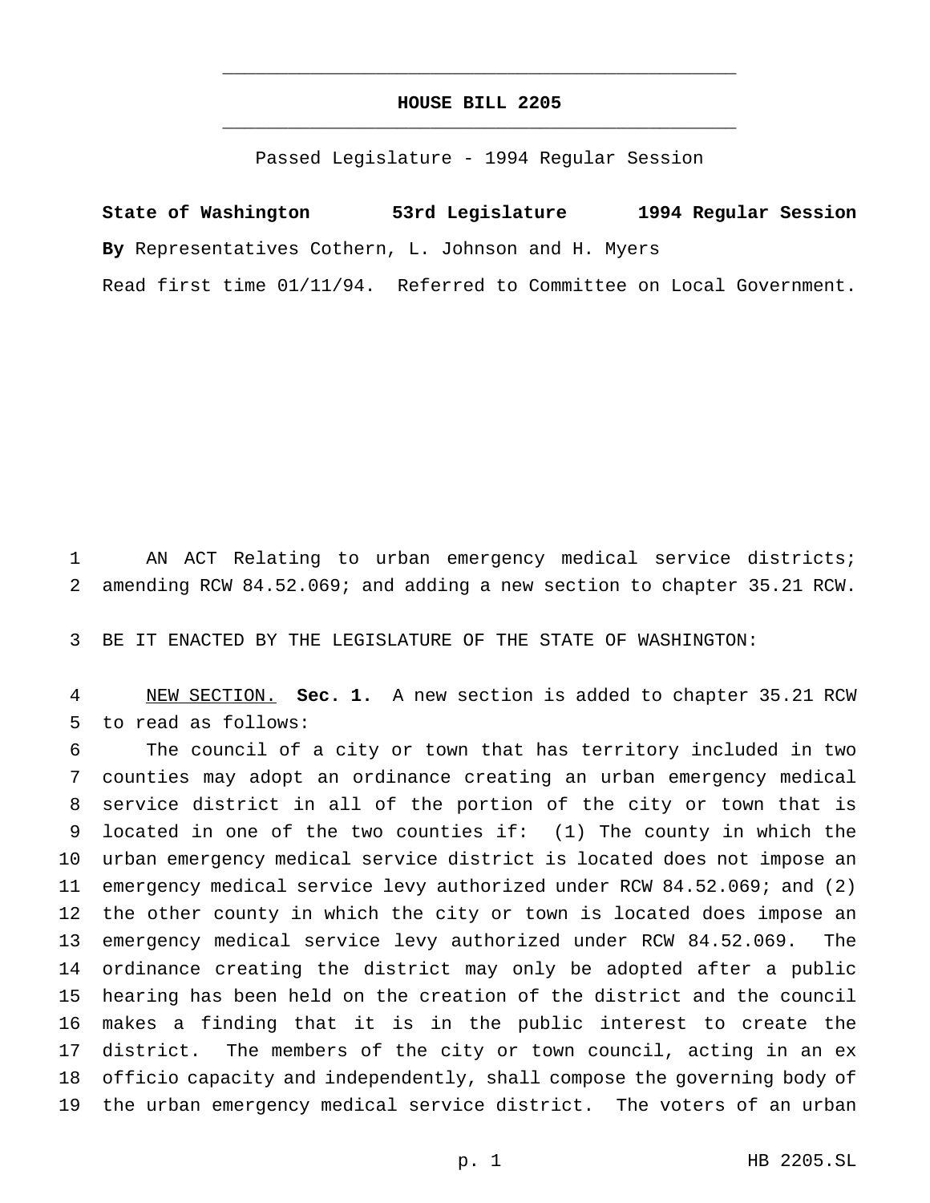# HOUSE BILL 2205

Passed Legislature - 1994 Regular Session

**State of Washington 53rd Legislature 1994 Regular Session**

**By** Representatives Cothern, L. Johnson and H. Myers

Read first time 01/11/94. Referred to Committee on Local Government.

AN ACT Relating to urban emergency medical service districts; amending RCW 84.52.069; and adding a new section to chapter 35.21 RCW.

BE IT ENACTED BY THE LEGISLATURE OF THE STATE OF WASHINGTON:

NEW SECTION. **Sec. 1.** A new section is added to chapter 35.21 RCW to read as follows:

The council of a city or town that has territory included in two counties may adopt an ordinance creating an urban emergency medical service district in all of the portion of the city or town that is located in one of the two counties if: (1) The county in which the urban emergency medical service district is located does not impose an emergency medical service levy authorized under RCW 84.52.069; and (2) the other county in which the city or town is located does impose an emergency medical service levy authorized under RCW 84.52.069. The ordinance creating the district may only be adopted after a public hearing has been held on the creation of the district and the council makes a finding that it is in the public interest to create the district. The members of the city or town council, acting in an ex officio capacity and independently, shall compose the governing body of the urban emergency medical service district. The voters of an urban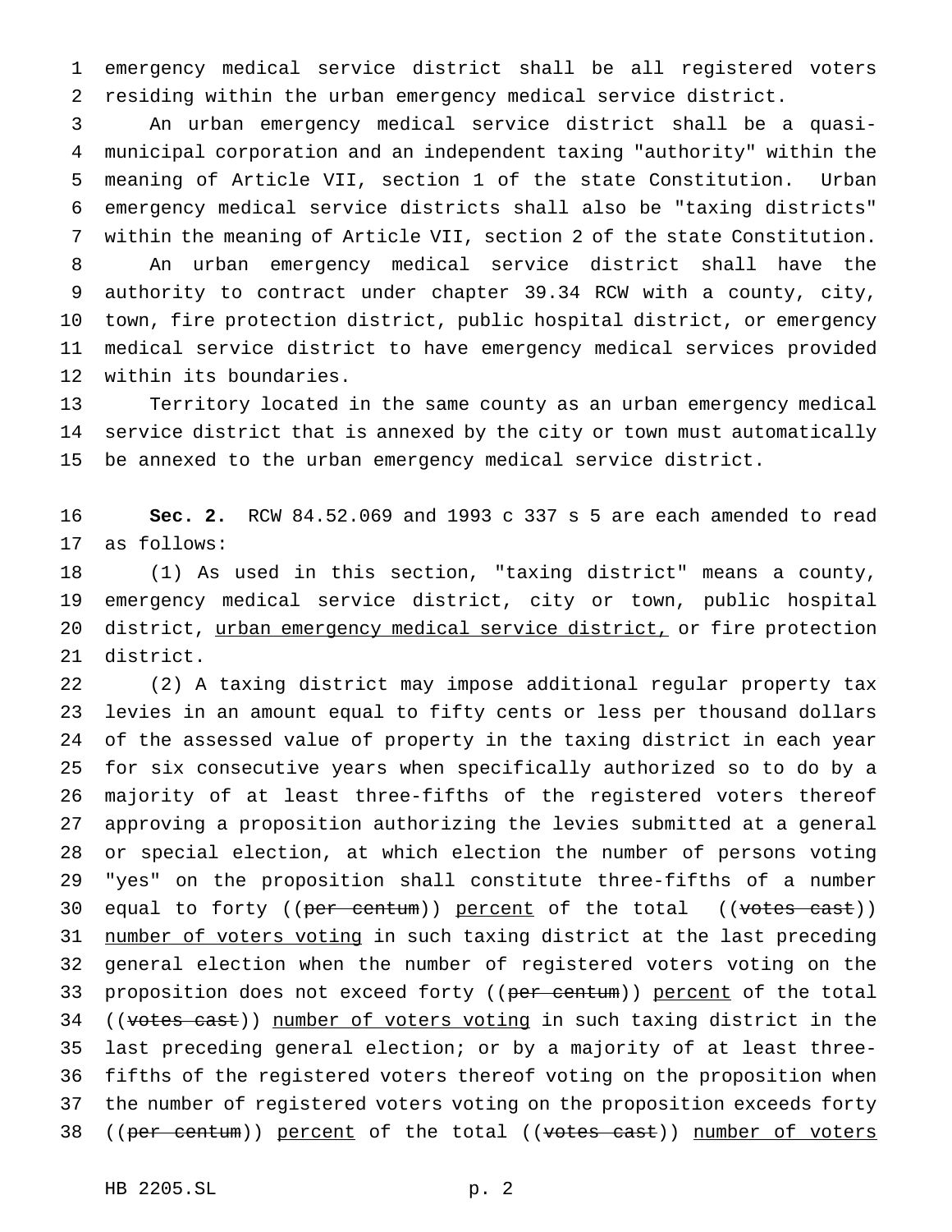emergency medical service district shall be all registered voters residing within the urban emergency medical service district.

An urban emergency medical service district shall be a quasi-municipal corporation and an independent taxing "authority" within the meaning of Article VII, section 1 of the state Constitution. Urban emergency medical service districts shall also be "taxing districts" within the meaning of Article VII, section 2 of the state Constitution.

An urban emergency medical service district shall have the authority to contract under chapter 39.34 RCW with a county, city, town, fire protection district, public hospital district, or emergency medical service district to have emergency medical services provided within its boundaries.

Territory located in the same county as an urban emergency medical service district that is annexed by the city or town must automatically be annexed to the urban emergency medical service district.

**Sec. 2.** RCW 84.52.069 and 1993 c 337 s 5 are each amended to read as follows:

(1) As used in this section, "taxing district" means a county, emergency medical service district, city or town, public hospital district, urban emergency medical service district, or fire protection district.

(2) A taxing district may impose additional regular property tax levies in an amount equal to fifty cents or less per thousand dollars of the assessed value of property in the taxing district in each year for six consecutive years when specifically authorized so to do by a majority of at least three-fifths of the registered voters thereof approving a proposition authorizing the levies submitted at a general or special election, at which election the number of persons voting "yes" on the proposition shall constitute three-fifths of a number equal to forty ((~~per centum~~)) percent of the total ((~~votes cast~~)) number of voters voting in such taxing district at the last preceding general election when the number of registered voters voting on the proposition does not exceed forty ((~~per centum~~)) percent of the total ((~~votes cast~~)) number of voters voting in such taxing district in the last preceding general election; or by a majority of at least three-fifths of the registered voters thereof voting on the proposition when the number of registered voters voting on the proposition exceeds forty ((~~per centum~~)) percent of the total ((~~votes cast~~)) number of voters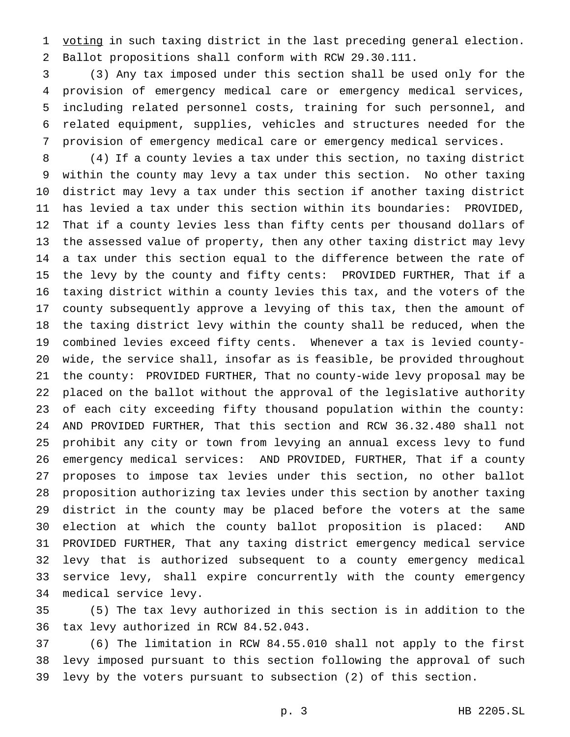voting in such taxing district in the last preceding general election. Ballot propositions shall conform with RCW 29.30.111.

(3) Any tax imposed under this section shall be used only for the provision of emergency medical care or emergency medical services, including related personnel costs, training for such personnel, and related equipment, supplies, vehicles and structures needed for the provision of emergency medical care or emergency medical services.

(4) If a county levies a tax under this section, no taxing district within the county may levy a tax under this section. No other taxing district may levy a tax under this section if another taxing district has levied a tax under this section within its boundaries: PROVIDED, That if a county levies less than fifty cents per thousand dollars of the assessed value of property, then any other taxing district may levy a tax under this section equal to the difference between the rate of the levy by the county and fifty cents: PROVIDED FURTHER, That if a taxing district within a county levies this tax, and the voters of the county subsequently approve a levying of this tax, then the amount of the taxing district levy within the county shall be reduced, when the combined levies exceed fifty cents. Whenever a tax is levied county-wide, the service shall, insofar as is feasible, be provided throughout the county: PROVIDED FURTHER, That no county-wide levy proposal may be placed on the ballot without the approval of the legislative authority of each city exceeding fifty thousand population within the county: AND PROVIDED FURTHER, That this section and RCW 36.32.480 shall not prohibit any city or town from levying an annual excess levy to fund emergency medical services: AND PROVIDED, FURTHER, That if a county proposes to impose tax levies under this section, no other ballot proposition authorizing tax levies under this section by another taxing district in the county may be placed before the voters at the same election at which the county ballot proposition is placed: AND PROVIDED FURTHER, That any taxing district emergency medical service levy that is authorized subsequent to a county emergency medical service levy, shall expire concurrently with the county emergency medical service levy.

(5) The tax levy authorized in this section is in addition to the tax levy authorized in RCW 84.52.043.

(6) The limitation in RCW 84.55.010 shall not apply to the first levy imposed pursuant to this section following the approval of such levy by the voters pursuant to subsection (2) of this section.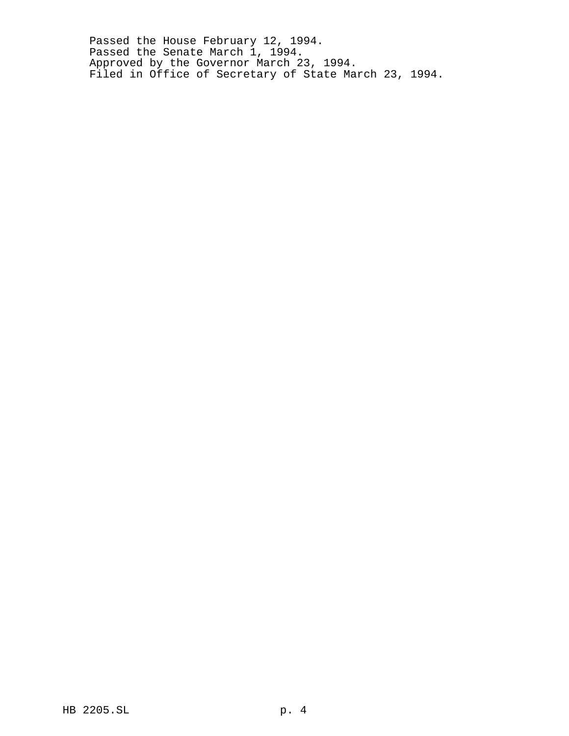Passed the House February 12, 1994.
Passed the Senate March 1, 1994.
Approved by the Governor March 23, 1994.
Filed in Office of Secretary of State March 23, 1994.